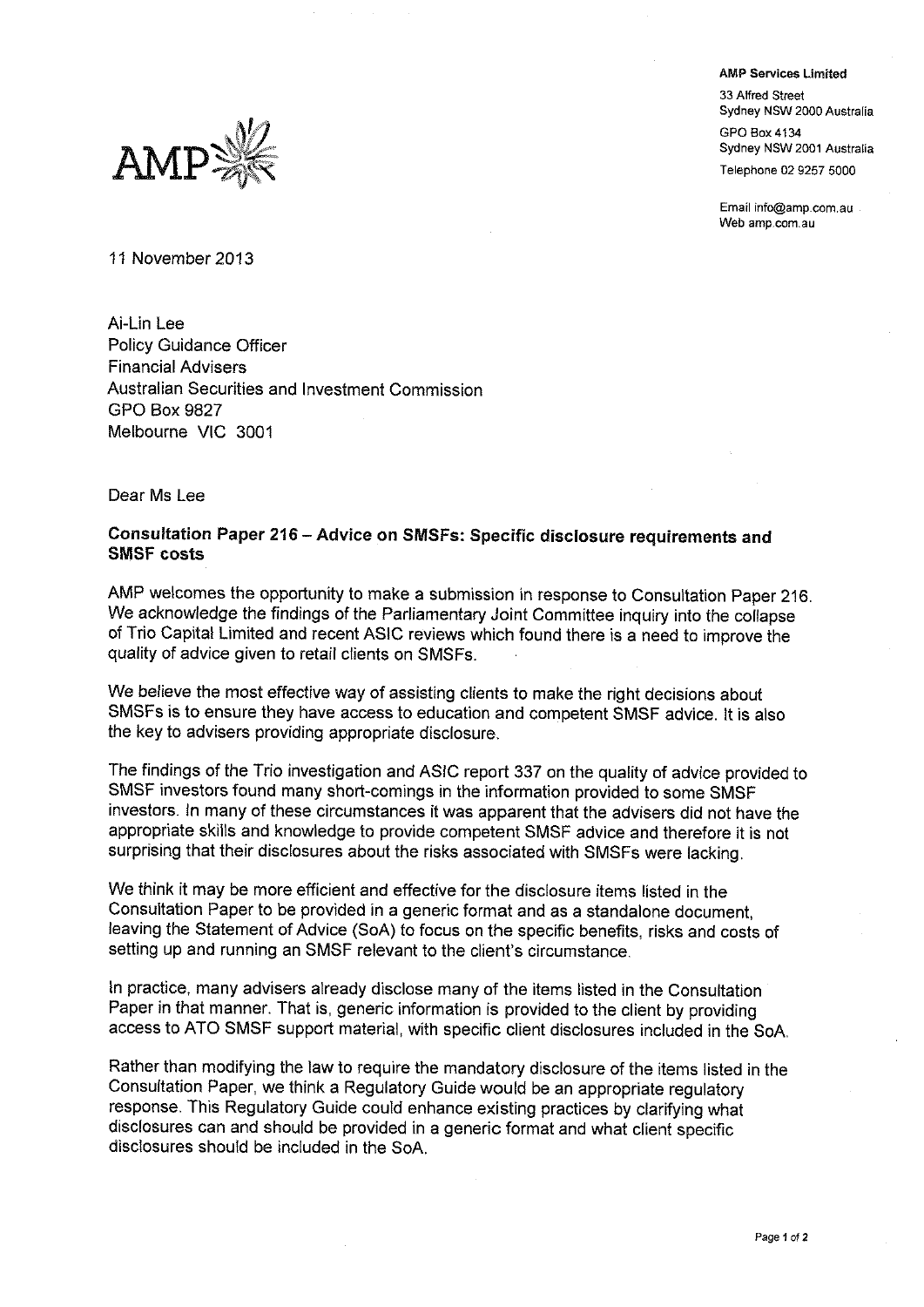**AMP Services Limited**

33 Alfred Street
Sydney NSW 2000 Australia

GPO Box 4134
Sydney NSW 2001 Australia

Telephone 02 9257 5000

Email info@amp.com.au
Web amp.com.au

11 November 2013

Ai-Lin Lee
Policy Guidance Officer
Financial Advisers
Australian Securities and Investment Commission
GPO Box 9827
Melbourne VIC 3001

Dear Ms Lee

**Consultation Paper 216 – Advice on SMSFs: Specific disclosure requirements and SMSF costs**

AMP welcomes the opportunity to make a submission in response to Consultation Paper 216. We acknowledge the findings of the Parliamentary Joint Committee inquiry into the collapse of Trio Capital Limited and recent ASIC reviews which found there is a need to improve the quality of advice given to retail clients on SMSFs.

We believe the most effective way of assisting clients to make the right decisions about SMSFs is to ensure they have access to education and competent SMSF advice. It is also the key to advisers providing appropriate disclosure.

The findings of the Trio investigation and ASIC report 337 on the quality of advice provided to SMSF investors found many short-comings in the information provided to some SMSF investors. In many of these circumstances it was apparent that the advisers did not have the appropriate skills and knowledge to provide competent SMSF advice and therefore it is not surprising that their disclosures about the risks associated with SMSFs were lacking.

We think it may be more efficient and effective for the disclosure items listed in the Consultation Paper to be provided in a generic format and as a standalone document, leaving the Statement of Advice (SoA) to focus on the specific benefits, risks and costs of setting up and running an SMSF relevant to the client's circumstance.

In practice, many advisers already disclose many of the items listed in the Consultation Paper in that manner. That is, generic information is provided to the client by providing access to ATO SMSF support material, with specific client disclosures included in the SoA.

Rather than modifying the law to require the mandatory disclosure of the items listed in the Consultation Paper, we think a Regulatory Guide would be an appropriate regulatory response. This Regulatory Guide could enhance existing practices by clarifying what disclosures can and should be provided in a generic format and what client specific disclosures should be included in the SoA.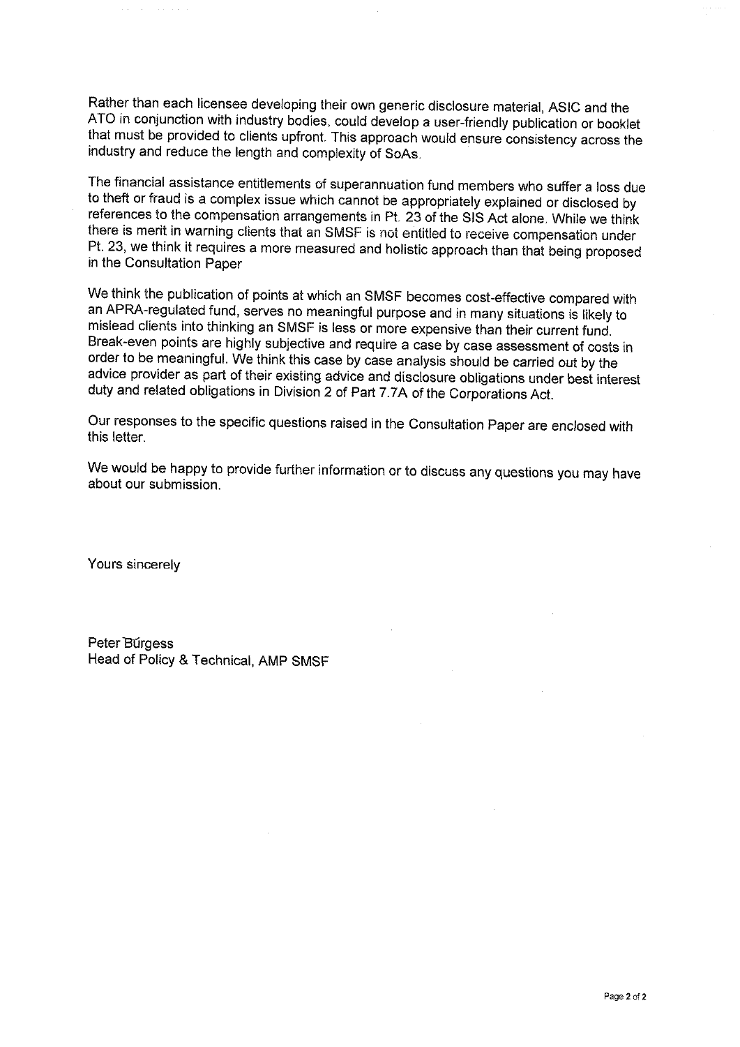Rather than each licensee developing their own generic disclosure material, ASIC and the ATO in conjunction with industry bodies, could develop a user-friendly publication or booklet that must be provided to clients upfront. This approach would ensure consistency across the industry and reduce the length and complexity of SoAs.

The financial assistance entitlements of superannuation fund members who suffer a loss due to theft or fraud is a complex issue which cannot be appropriately explained or disclosed by references to the compensation arrangements in Pt. 23 of the SIS Act alone. While we think there is merit in warning clients that an SMSF is not entitled to receive compensation under Pt. 23, we think it requires a more measured and holistic approach than that being proposed in the Consultation Paper

We think the publication of points at which an SMSF becomes cost-effective compared with an APRA-regulated fund, serves no meaningful purpose and in many situations is likely to mislead clients into thinking an SMSF is less or more expensive than their current fund. Break-even points are highly subjective and require a case by case assessment of costs in order to be meaningful. We think this case by case analysis should be carried out by the advice provider as part of their existing advice and disclosure obligations under best interest duty and related obligations in Division 2 of Part 7.7A of the Corporations Act.

Our responses to the specific questions raised in the Consultation Paper are enclosed with this letter.

We would be happy to provide further information or to discuss any questions you may have about our submission.

Yours sincerely

Peter Burgess
Head of Policy & Technical, AMP SMSF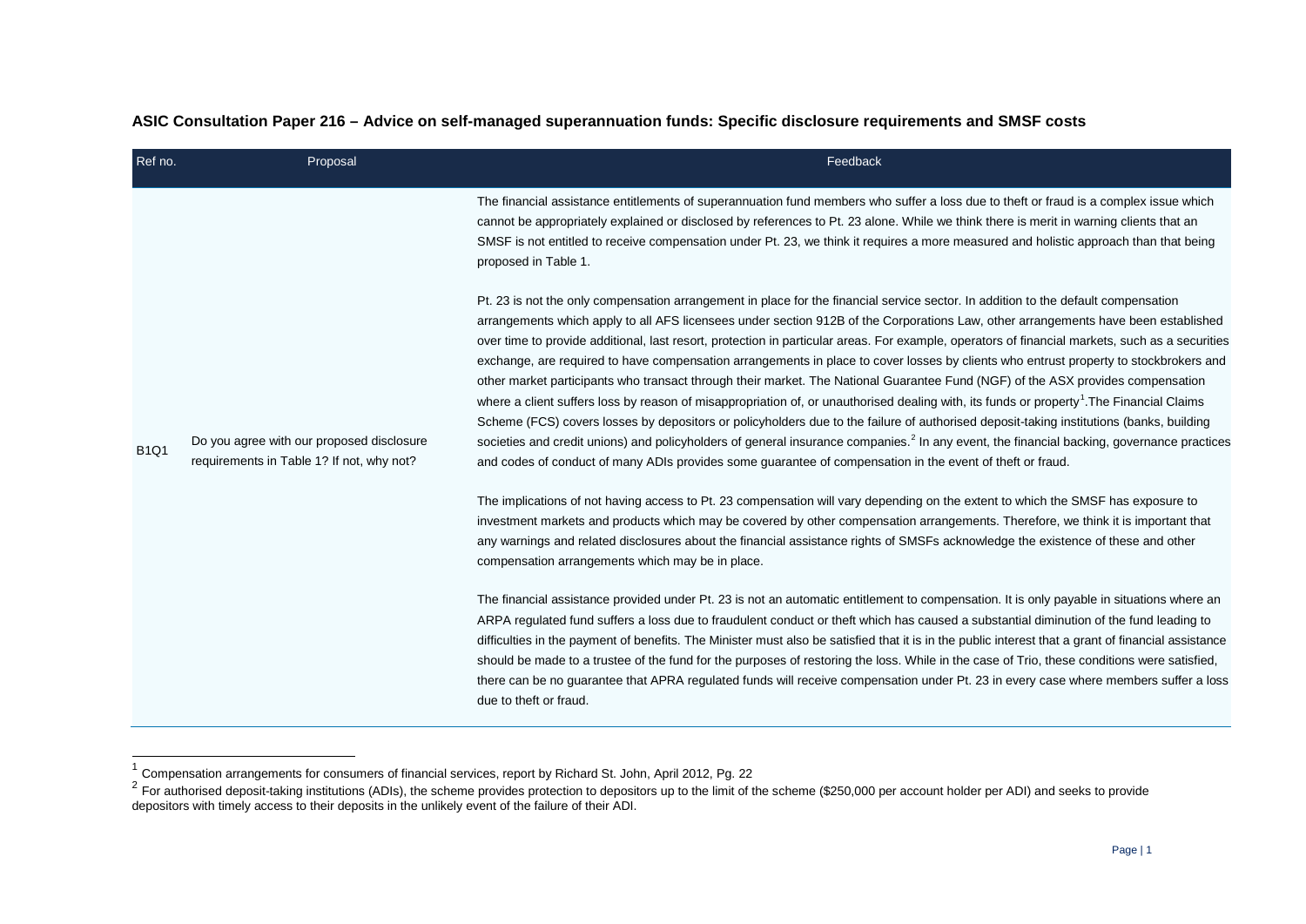**ASIC Consultation Paper 216 – Advice on self-managed superannuation funds: Specific disclosure requirements and SMSF costs**

| Ref no. | Proposal | Feedback |
|---|---|---|
| B1Q1 | Do you agree with our proposed disclosure requirements in Table 1? If not, why not? | The financial assistance entitlements of superannuation fund members who suffer a loss due to theft or fraud is a complex issue which cannot be appropriately explained or disclosed by references to Pt. 23 alone. While we think there is merit in warning clients that an SMSF is not entitled to receive compensation under Pt. 23, we think it requires a more measured and holistic approach than that being proposed in Table 1.<br><br>Pt. 23 is not the only compensation arrangement in place for the financial service sector. In addition to the default compensation arrangements which apply to all AFS licensees under section 912B of the Corporations Law, other arrangements have been established over time to provide additional, last resort, protection in particular areas. For example, operators of financial markets, such as a securities exchange, are required to have compensation arrangements in place to cover losses by clients who entrust property to stockbrokers and other market participants who transact through their market. The National Guarantee Fund (NGF) of the ASX provides compensation where a client suffers loss by reason of misappropriation of, or unauthorised dealing with, its funds or property[1].The Financial Claims Scheme (FCS) covers losses by depositors or policyholders due to the failure of authorised deposit-taking institutions (banks, building societies and credit unions) and policyholders of general insurance companies.[2] In any event, the financial backing, governance practices and codes of conduct of many ADIs provides some guarantee of compensation in the event of theft or fraud.<br><br>The implications of not having access to Pt. 23 compensation will vary depending on the extent to which the SMSF has exposure to investment markets and products which may be covered by other compensation arrangements. Therefore, we think it is important that any warnings and related disclosures about the financial assistance rights of SMSFs acknowledge the existence of these and other compensation arrangements which may be in place.<br><br>The financial assistance provided under Pt. 23 is not an automatic entitlement to compensation. It is only payable in situations where an ARPA regulated fund suffers a loss due to fraudulent conduct or theft which has caused a substantial diminution of the fund leading to difficulties in the payment of benefits. The Minister must also be satisfied that it is in the public interest that a grant of financial assistance should be made to a trustee of the fund for the purposes of restoring the loss. While in the case of Trio, these conditions were satisfied, there can be no guarantee that APRA regulated funds will receive compensation under Pt. 23 in every case where members suffer a loss due to theft or fraud. |

[1] Compensation arrangements for consumers of financial services, report by Richard St. John, April 2012, Pg. 22

[2] For authorised deposit-taking institutions (ADIs), the scheme provides protection to depositors up to the limit of the scheme ($250,000 per account holder per ADI) and seeks to provide depositors with timely access to their deposits in the unlikely event of the failure of their ADI.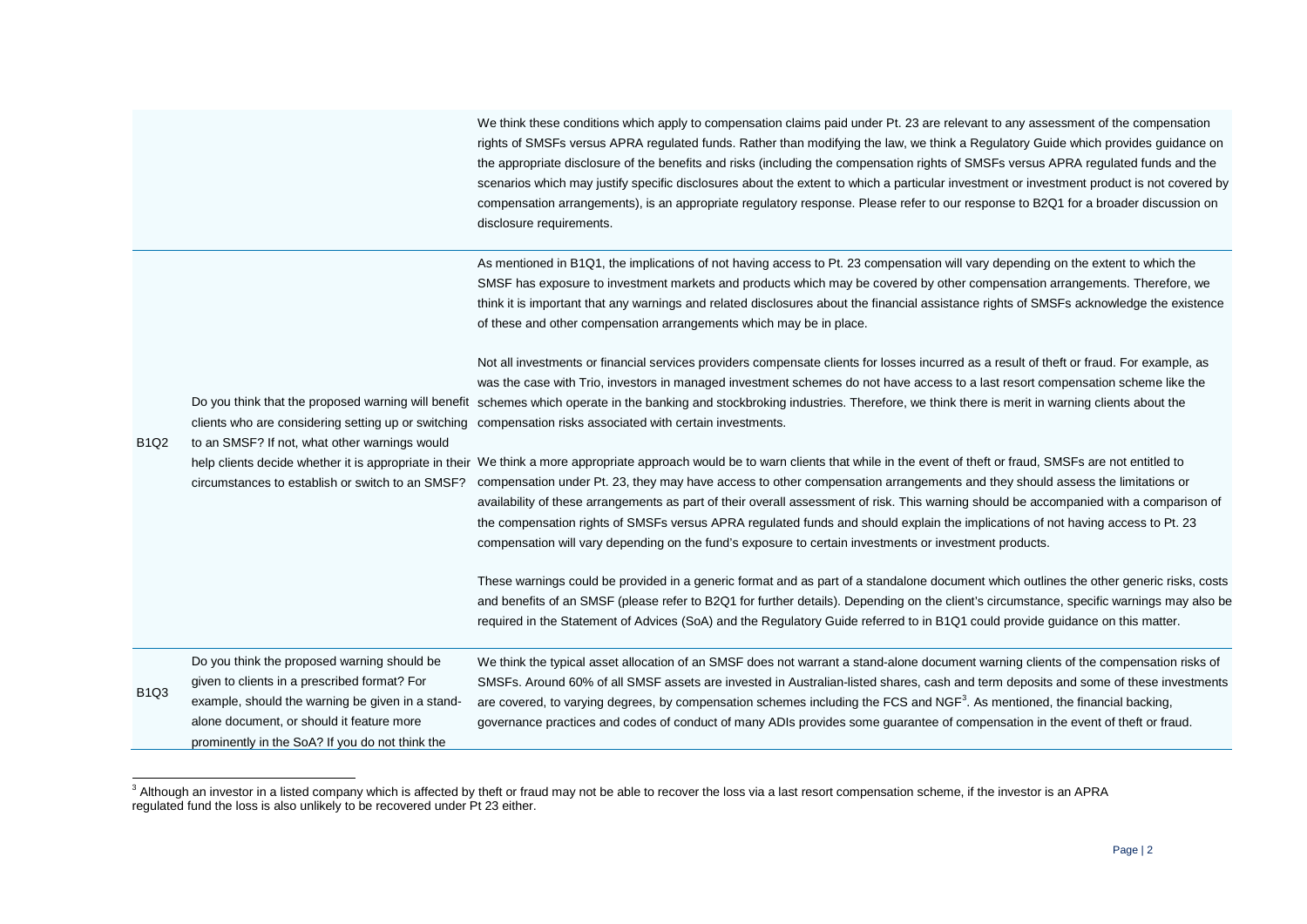| | | |
|---|---|---|
| | | We think these conditions which apply to compensation claims paid under Pt. 23 are relevant to any assessment of the compensation rights of SMSFs versus APRA regulated funds. Rather than modifying the law, we think a Regulatory Guide which provides guidance on the appropriate disclosure of the benefits and risks (including the compensation rights of SMSFs versus APRA regulated funds and the scenarios which may justify specific disclosures about the extent to which a particular investment or investment product is not covered by compensation arrangements), is an appropriate regulatory response. Please refer to our response to B2Q1 for a broader discussion on disclosure requirements. |
| B1Q2 | Do you think that the proposed warning will benefit clients who are considering setting up or switching to an SMSF? If not, what other warnings would help clients decide whether it is appropriate in their circumstances to establish or switch to an SMSF? | As mentioned in B1Q1, the implications of not having access to Pt. 23 compensation will vary depending on the extent to which the SMSF has exposure to investment markets and products which may be covered by other compensation arrangements. Therefore, we think it is important that any warnings and related disclosures about the financial assistance rights of SMSFs acknowledge the existence of these and other compensation arrangements which may be in place.<br><br>Not all investments or financial services providers compensate clients for losses incurred as a result of theft or fraud. For example, as was the case with Trio, investors in managed investment schemes do not have access to a last resort compensation scheme like the schemes which operate in the banking and stockbroking industries. Therefore, we think there is merit in warning clients about the compensation risks associated with certain investments.<br><br>We think a more appropriate approach would be to warn clients that while in the event of theft or fraud, SMSFs are not entitled to compensation under Pt. 23, they may have access to other compensation arrangements and they should assess the limitations or availability of these arrangements as part of their overall assessment of risk. This warning should be accompanied with a comparison of the compensation rights of SMSFs versus APRA regulated funds and should explain the implications of not having access to Pt. 23 compensation will vary depending on the fund's exposure to certain investments or investment products.<br><br>These warnings could be provided in a generic format and as part of a standalone document which outlines the other generic risks, costs and benefits of an SMSF (please refer to B2Q1 for further details). Depending on the client's circumstance, specific warnings may also be required in the Statement of Advices (SoA) and the Regulatory Guide referred to in B1Q1 could provide guidance on this matter. |
| B1Q3 | Do you think the proposed warning should be given to clients in a prescribed format? For example, should the warning be given in a stand-alone document, or should it feature more prominently in the SoA? If you do not think the | We think the typical asset allocation of an SMSF does not warrant a stand-alone document warning clients of the compensation risks of SMSFs. Around 60% of all SMSF assets are invested in Australian-listed shares, cash and term deposits and some of these investments are covered, to varying degrees, by compensation schemes including the FCS and NGF[3]. As mentioned, the financial backing, governance practices and codes of conduct of many ADIs provides some guarantee of compensation in the event of theft or fraud. |

[3] Although an investor in a listed company which is affected by theft or fraud may not be able to recover the loss via a last resort compensation scheme, if the investor is an APRA regulated fund the loss is also unlikely to be recovered under Pt 23 either.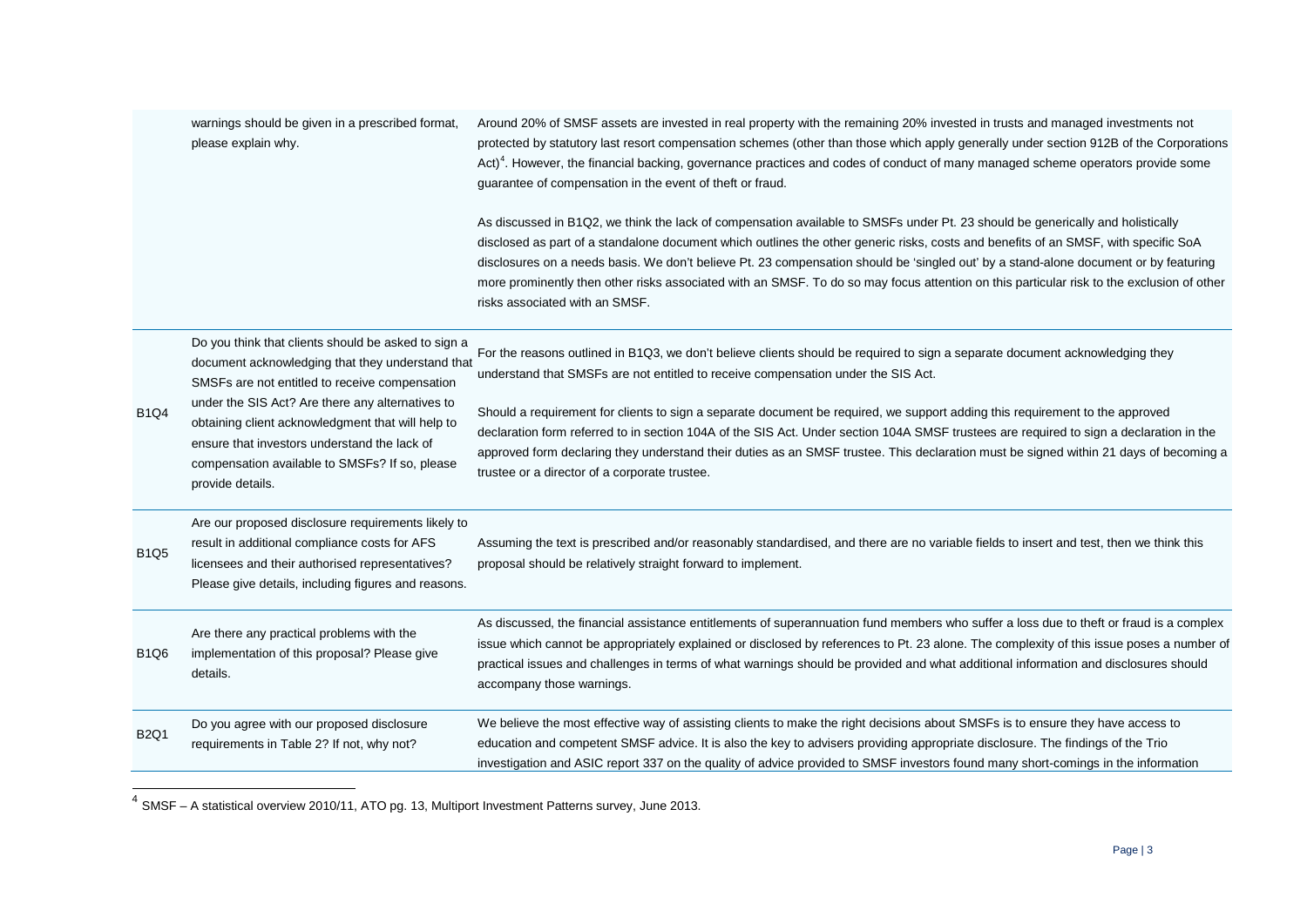| | | |
|---|---|---|
| | warnings should be given in a prescribed format, please explain why. | Around 20% of SMSF assets are invested in real property with the remaining 20% invested in trusts and managed investments not protected by statutory last resort compensation schemes (other than those which apply generally under section 912B of the Corporations Act)[4]. However, the financial backing, governance practices and codes of conduct of many managed scheme operators provide some guarantee of compensation in the event of theft or fraud.<br><br>As discussed in B1Q2, we think the lack of compensation available to SMSFs under Pt. 23 should be generically and holistically disclosed as part of a standalone document which outlines the other generic risks, costs and benefits of an SMSF, with specific SoA disclosures on a needs basis. We don't believe Pt. 23 compensation should be 'singled out' by a stand-alone document or by featuring more prominently then other risks associated with an SMSF. To do so may focus attention on this particular risk to the exclusion of other risks associated with an SMSF. |
| B1Q4 | Do you think that clients should be asked to sign a document acknowledging that they understand that SMSFs are not entitled to receive compensation under the SIS Act? Are there any alternatives to obtaining client acknowledgment that will help to ensure that investors understand the lack of compensation available to SMSFs? If so, please provide details. | For the reasons outlined in B1Q3, we don't believe clients should be required to sign a separate document acknowledging they understand that SMSFs are not entitled to receive compensation under the SIS Act.<br><br>Should a requirement for clients to sign a separate document be required, we support adding this requirement to the approved declaration form referred to in section 104A of the SIS Act. Under section 104A SMSF trustees are required to sign a declaration in the approved form declaring they understand their duties as an SMSF trustee. This declaration must be signed within 21 days of becoming a trustee or a director of a corporate trustee. |
| B1Q5 | Are our proposed disclosure requirements likely to result in additional compliance costs for AFS licensees and their authorised representatives? Please give details, including figures and reasons. | Assuming the text is prescribed and/or reasonably standardised, and there are no variable fields to insert and test, then we think this proposal should be relatively straight forward to implement. |
| B1Q6 | Are there any practical problems with the implementation of this proposal? Please give details. | As discussed, the financial assistance entitlements of superannuation fund members who suffer a loss due to theft or fraud is a complex issue which cannot be appropriately explained or disclosed by references to Pt. 23 alone. The complexity of this issue poses a number of practical issues and challenges in terms of what warnings should be provided and what additional information and disclosures should accompany those warnings. |
| B2Q1 | Do you agree with our proposed disclosure requirements in Table 2? If not, why not? | We believe the most effective way of assisting clients to make the right decisions about SMSFs is to ensure they have access to education and competent SMSF advice. It is also the key to advisers providing appropriate disclosure. The findings of the Trio investigation and ASIC report 337 on the quality of advice provided to SMSF investors found many short-comings in the information |

[4] SMSF – A statistical overview 2010/11, ATO pg. 13, Multiport Investment Patterns survey, June 2013.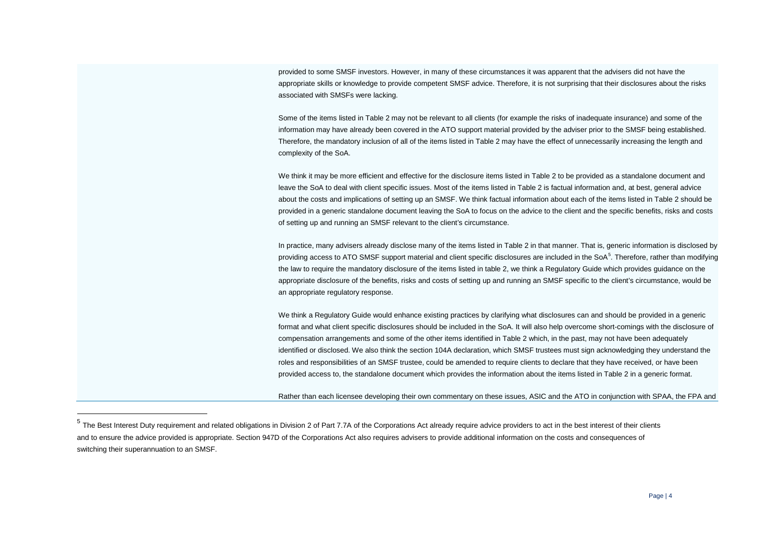provided to some SMSF investors. However, in many of these circumstances it was apparent that the advisers did not have the appropriate skills or knowledge to provide competent SMSF advice. Therefore, it is not surprising that their disclosures about the risks associated with SMSFs were lacking.

Some of the items listed in Table 2 may not be relevant to all clients (for example the risks of inadequate insurance) and some of the information may have already been covered in the ATO support material provided by the adviser prior to the SMSF being established. Therefore, the mandatory inclusion of all of the items listed in Table 2 may have the effect of unnecessarily increasing the length and complexity of the SoA.

We think it may be more efficient and effective for the disclosure items listed in Table 2 to be provided as a standalone document and leave the SoA to deal with client specific issues. Most of the items listed in Table 2 is factual information and, at best, general advice about the costs and implications of setting up an SMSF. We think factual information about each of the items listed in Table 2 should be provided in a generic standalone document leaving the SoA to focus on the advice to the client and the specific benefits, risks and costs of setting up and running an SMSF relevant to the client's circumstance.

In practice, many advisers already disclose many of the items listed in Table 2 in that manner. That is, generic information is disclosed by providing access to ATO SMSF support material and client specific disclosures are included in the SoA[5]. Therefore, rather than modifying the law to require the mandatory disclosure of the items listed in table 2, we think a Regulatory Guide which provides guidance on the appropriate disclosure of the benefits, risks and costs of setting up and running an SMSF specific to the client's circumstance, would be an appropriate regulatory response.

We think a Regulatory Guide would enhance existing practices by clarifying what disclosures can and should be provided in a generic format and what client specific disclosures should be included in the SoA. It will also help overcome short-comings with the disclosure of compensation arrangements and some of the other items identified in Table 2 which, in the past, may not have been adequately identified or disclosed. We also think the section 104A declaration, which SMSF trustees must sign acknowledging they understand the roles and responsibilities of an SMSF trustee, could be amended to require clients to declare that they have received, or have been provided access to, the standalone document which provides the information about the items listed in Table 2 in a generic format.

Rather than each licensee developing their own commentary on these issues, ASIC and the ATO in conjunction with SPAA, the FPA and

[5] The Best Interest Duty requirement and related obligations in Division 2 of Part 7.7A of the Corporations Act already require advice providers to act in the best interest of their clients and to ensure the advice provided is appropriate. Section 947D of the Corporations Act also requires advisers to provide additional information on the costs and consequences of switching their superannuation to an SMSF.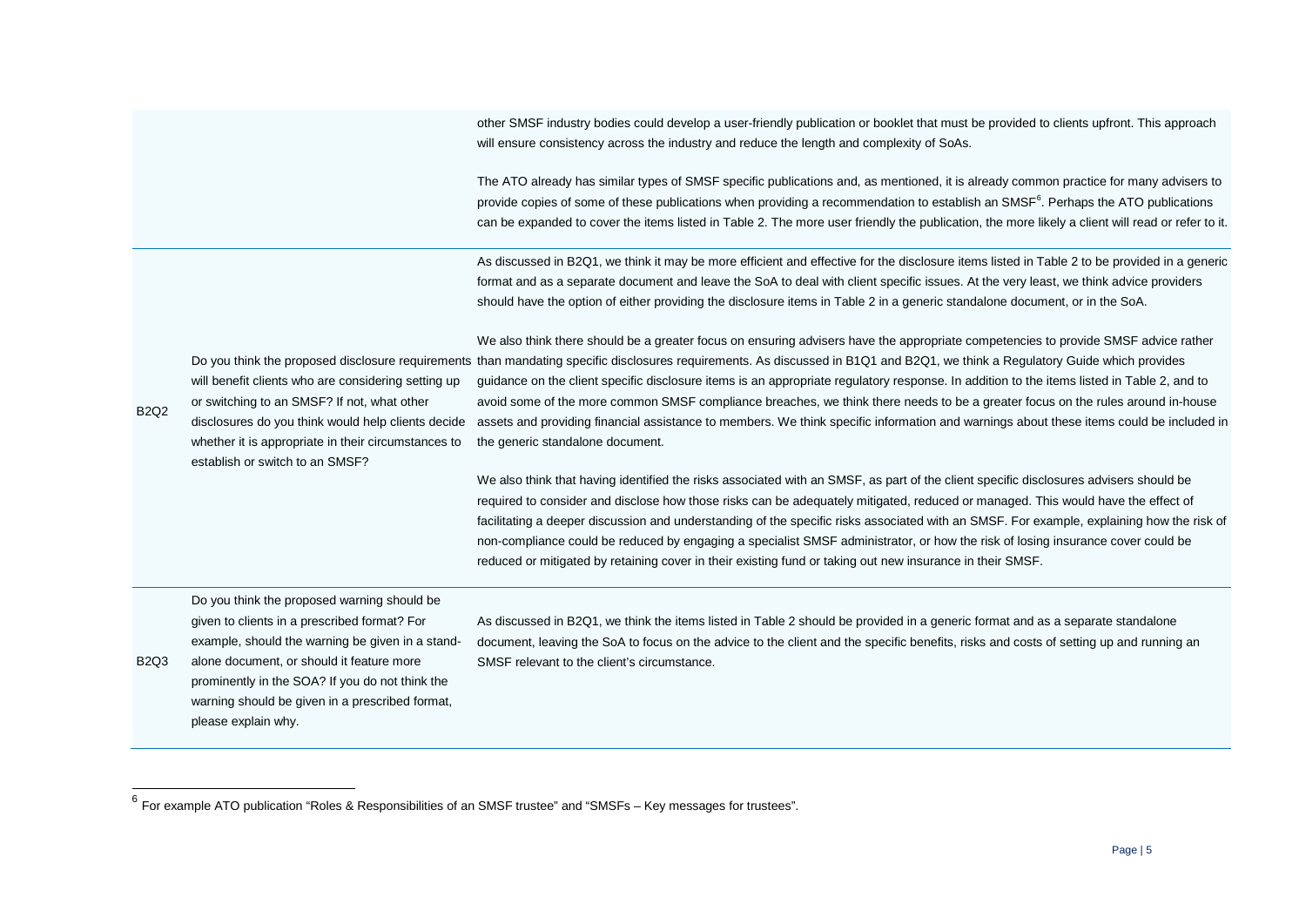| | | |
|---|---|---|
| | | other SMSF industry bodies could develop a user-friendly publication or booklet that must be provided to clients upfront. This approach will ensure consistency across the industry and reduce the length and complexity of SoAs.<br><br>The ATO already has similar types of SMSF specific publications and, as mentioned, it is already common practice for many advisers to provide copies of some of these publications when providing a recommendation to establish an SMSF[6]. Perhaps the ATO publications can be expanded to cover the items listed in Table 2. The more user friendly the publication, the more likely a client will read or refer to it. |
| B2Q2 | Do you think the proposed disclosure requirements will benefit clients who are considering setting up or switching to an SMSF? If not, what other disclosures do you think would help clients decide whether it is appropriate in their circumstances to establish or switch to an SMSF? | As discussed in B2Q1, we think it may be more efficient and effective for the disclosure items listed in Table 2 to be provided in a generic format and as a separate document and leave the SoA to deal with client specific issues. At the very least, we think advice providers should have the option of either providing the disclosure items in Table 2 in a generic standalone document, or in the SoA.<br><br>We also think there should be a greater focus on ensuring advisers have the appropriate competencies to provide SMSF advice rather than mandating specific disclosures requirements. As discussed in B1Q1 and B2Q1, we think a Regulatory Guide which provides guidance on the client specific disclosure items is an appropriate regulatory response. In addition to the items listed in Table 2, and to avoid some of the more common SMSF compliance breaches, we think there needs to be a greater focus on the rules around in-house assets and providing financial assistance to members. We think specific information and warnings about these items could be included in the generic standalone document.<br><br>We also think that having identified the risks associated with an SMSF, as part of the client specific disclosures advisers should be required to consider and disclose how those risks can be adequately mitigated, reduced or managed. This would have the effect of facilitating a deeper discussion and understanding of the specific risks associated with an SMSF. For example, explaining how the risk of non-compliance could be reduced by engaging a specialist SMSF administrator, or how the risk of losing insurance cover could be reduced or mitigated by retaining cover in their existing fund or taking out new insurance in their SMSF. |
| B2Q3 | Do you think the proposed warning should be given to clients in a prescribed format? For example, should the warning be given in a stand-alone document, or should it feature more prominently in the SOA? If you do not think the warning should be given in a prescribed format, please explain why. | As discussed in B2Q1, we think the items listed in Table 2 should be provided in a generic format and as a separate standalone document, leaving the SoA to focus on the advice to the client and the specific benefits, risks and costs of setting up and running an SMSF relevant to the client's circumstance. |

[6] For example ATO publication "Roles & Responsibilities of an SMSF trustee" and "SMSFs – Key messages for trustees".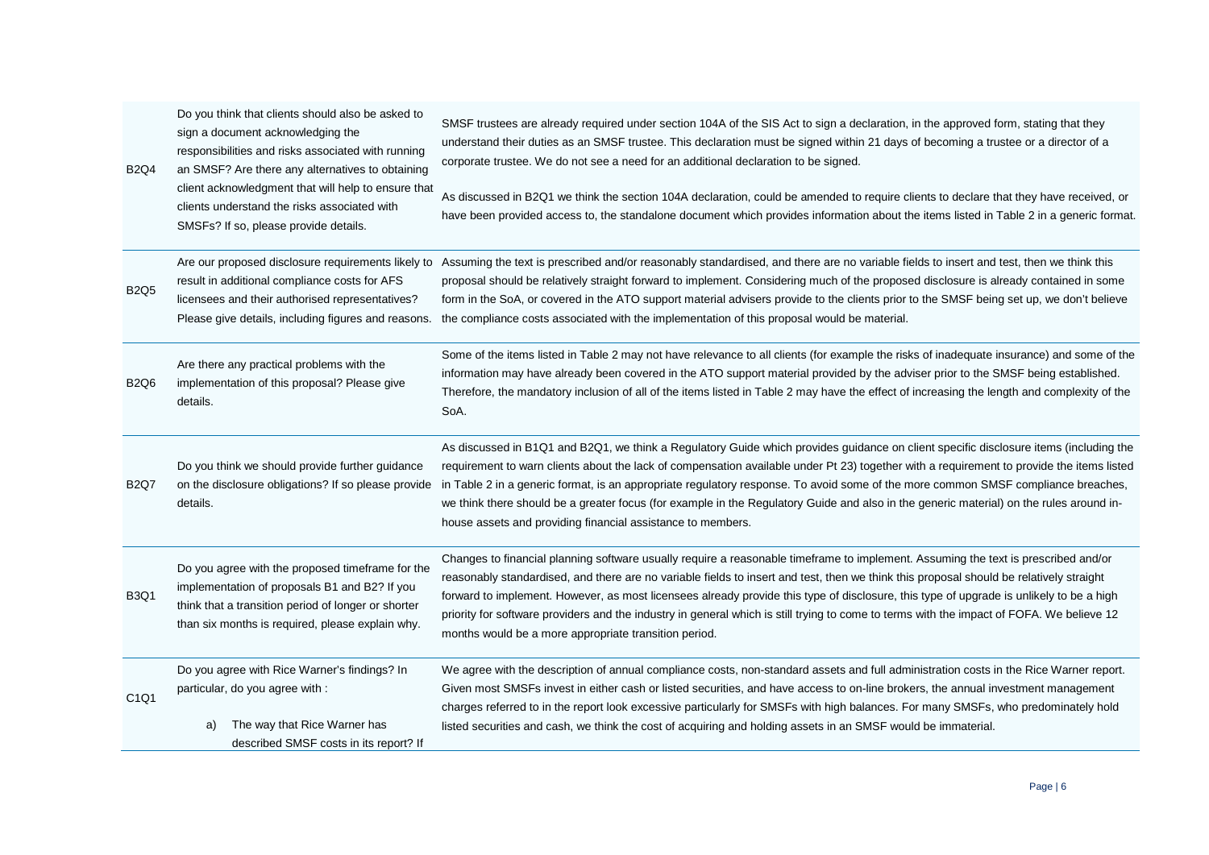| | | |
|---|---|---|
| B2Q4 | Do you think that clients should also be asked to sign a document acknowledging the responsibilities and risks associated with running an SMSF? Are there any alternatives to obtaining client acknowledgment that will help to ensure that clients understand the risks associated with SMSFs? If so, please provide details. | SMSF trustees are already required under section 104A of the SIS Act to sign a declaration, in the approved form, stating that they understand their duties as an SMSF trustee. This declaration must be signed within 21 days of becoming a trustee or a director of a corporate trustee. We do not see a need for an additional declaration to be signed.<br><br>As discussed in B2Q1 we think the section 104A declaration, could be amended to require clients to declare that they have received, or have been provided access to, the standalone document which provides information about the items listed in Table 2 in a generic format. |
| B2Q5 | Are our proposed disclosure requirements likely to result in additional compliance costs for AFS licensees and their authorised representatives? Please give details, including figures and reasons. | Assuming the text is prescribed and/or reasonably standardised, and there are no variable fields to insert and test, then we think this proposal should be relatively straight forward to implement. Considering much of the proposed disclosure is already contained in some form in the SoA, or covered in the ATO support material advisers provide to the clients prior to the SMSF being set up, we don't believe the compliance costs associated with the implementation of this proposal would be material. |
| B2Q6 | Are there any practical problems with the implementation of this proposal? Please give details. | Some of the items listed in Table 2 may not have relevance to all clients (for example the risks of inadequate insurance) and some of the information may have already been covered in the ATO support material provided by the adviser prior to the SMSF being established. Therefore, the mandatory inclusion of all of the items listed in Table 2 may have the effect of increasing the length and complexity of the SoA. |
| B2Q7 | Do you think we should provide further guidance on the disclosure obligations? If so please provide details. | As discussed in B1Q1 and B2Q1, we think a Regulatory Guide which provides guidance on client specific disclosure items (including the requirement to warn clients about the lack of compensation available under Pt 23) together with a requirement to provide the items listed in Table 2 in a generic format, is an appropriate regulatory response. To avoid some of the more common SMSF compliance breaches, we think there should be a greater focus (for example in the Regulatory Guide and also in the generic material) on the rules around in-house assets and providing financial assistance to members. |
| B3Q1 | Do you agree with the proposed timeframe for the implementation of proposals B1 and B2? If you think that a transition period of longer or shorter than six months is required, please explain why. | Changes to financial planning software usually require a reasonable timeframe to implement. Assuming the text is prescribed and/or reasonably standardised, and there are no variable fields to insert and test, then we think this proposal should be relatively straight forward to implement. However, as most licensees already provide this type of disclosure, this type of upgrade is unlikely to be a high priority for software providers and the industry in general which is still trying to come to terms with the impact of FOFA. We believe 12 months would be a more appropriate transition period. |
| C1Q1 | Do you agree with Rice Warner's findings? In particular, do you agree with :<br><br>a) The way that Rice Warner has described SMSF costs in its report? If | We agree with the description of annual compliance costs, non-standard assets and full administration costs in the Rice Warner report. Given most SMSFs invest in either cash or listed securities, and have access to on-line brokers, the annual investment management charges referred to in the report look excessive particularly for SMSFs with high balances. For many SMSFs, who predominately hold listed securities and cash, we think the cost of acquiring and holding assets in an SMSF would be immaterial. |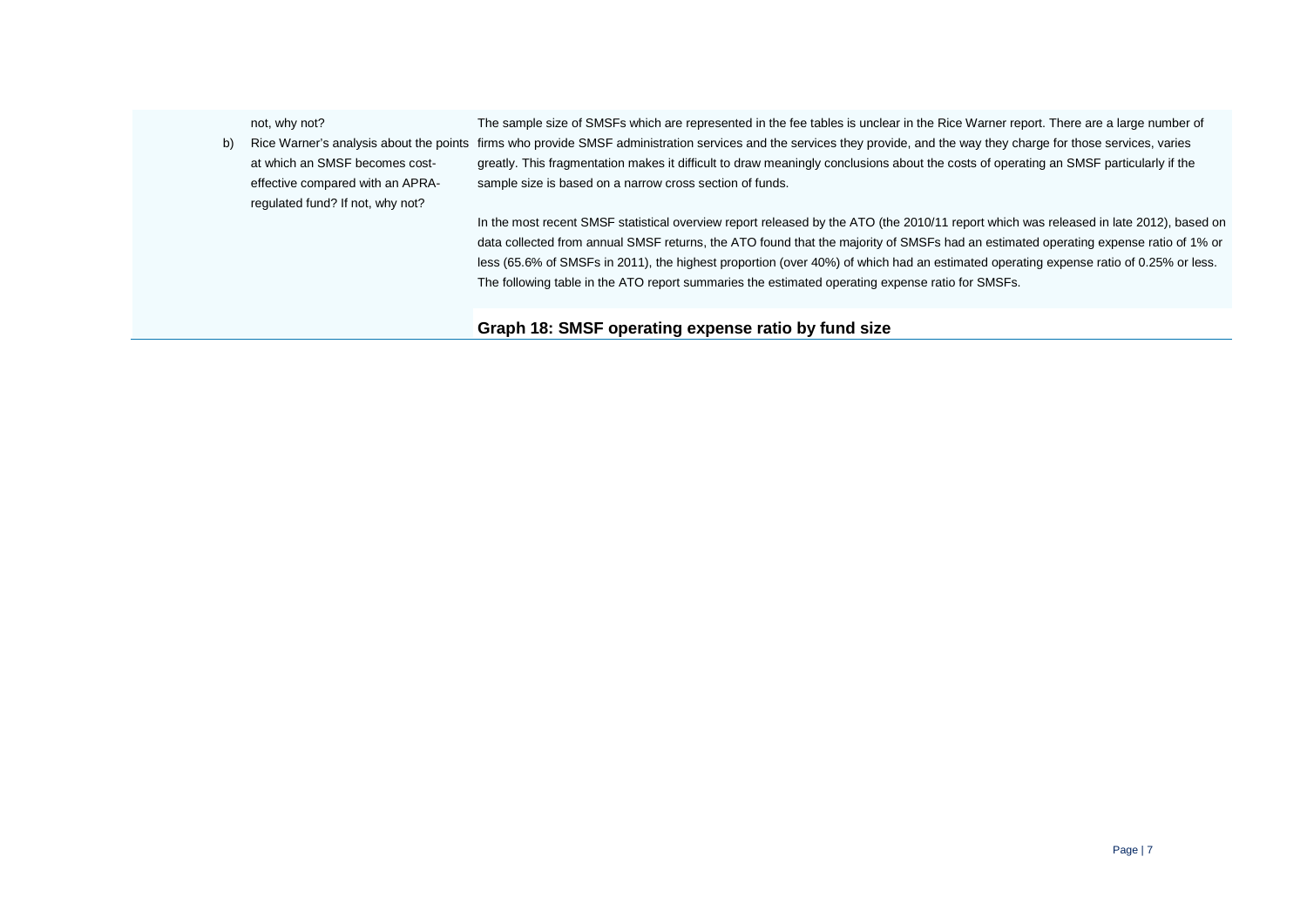| | |
|---|---|
| not, why not?<br><br>b) Rice Warner's analysis about the points at which an SMSF becomes cost-effective compared with an APRA-regulated fund? If not, why not? | The sample size of SMSFs which are represented in the fee tables is unclear in the Rice Warner report. There are a large number of firms who provide SMSF administration services and the services they provide, and the way they charge for those services, varies greatly. This fragmentation makes it difficult to draw meaningly conclusions about the costs of operating an SMSF particularly if the sample size is based on a narrow cross section of funds.<br><br>In the most recent SMSF statistical overview report released by the ATO (the 2010/11 report which was released in late 2012), based on data collected from annual SMSF returns, the ATO found that the majority of SMSFs had an estimated operating expense ratio of 1% or less (65.6% of SMSFs in 2011), the highest proportion (over 40%) of which had an estimated operating expense ratio of 0.25% or less. The following table in the ATO report summaries the estimated operating expense ratio for SMSFs.<br><br>**Graph 18: SMSF operating expense ratio by fund size** |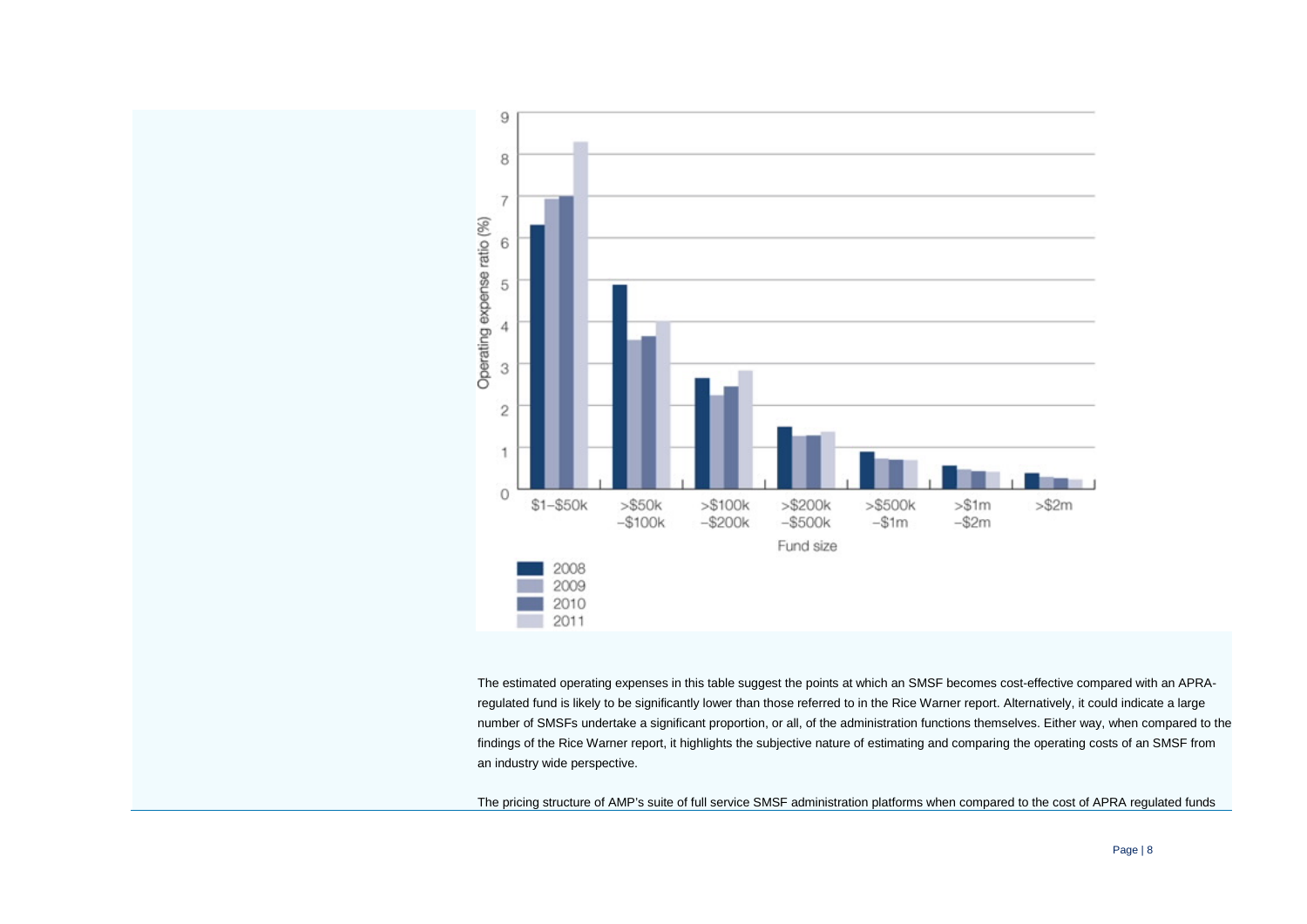The estimated operating expenses in this table suggest the points at which an SMSF becomes cost-effective compared with an APRA-regulated fund is likely to be significantly lower than those referred to in the Rice Warner report. Alternatively, it could indicate a large number of SMSFs undertake a significant proportion, or all, of the administration functions themselves. Either way, when compared to the findings of the Rice Warner report, it highlights the subjective nature of estimating and comparing the operating costs of an SMSF from an industry wide perspective.

The pricing structure of AMP's suite of full service SMSF administration platforms when compared to the cost of APRA regulated funds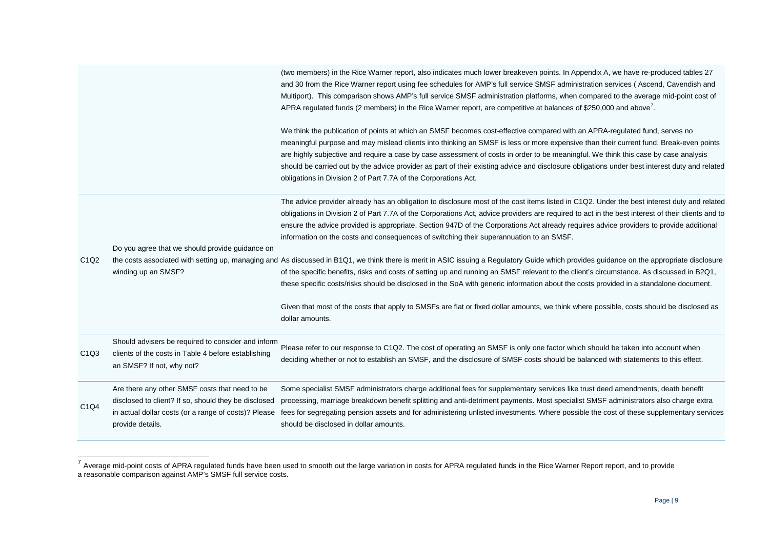| | | |
|---|---|---|
| | | (two members) in the Rice Warner report, also indicates much lower breakeven points. In Appendix A, we have re-produced tables 27 and 30 from the Rice Warner report using fee schedules for AMP's full service SMSF administration services ( Ascend, Cavendish and Multiport). This comparison shows AMP's full service SMSF administration platforms, when compared to the average mid-point cost of APRA regulated funds (2 members) in the Rice Warner report, are competitive at balances of $250,000 and above[7].<br><br>We think the publication of points at which an SMSF becomes cost-effective compared with an APRA-regulated fund, serves no meaningful purpose and may mislead clients into thinking an SMSF is less or more expensive than their current fund. Break-even points are highly subjective and require a case by case assessment of costs in order to be meaningful. We think this case by case analysis should be carried out by the advice provider as part of their existing advice and disclosure obligations under best interest duty and related obligations in Division 2 of Part 7.7A of the Corporations Act. |
| C1Q2 | Do you agree that we should provide guidance on the costs associated with setting up, managing and winding up an SMSF? | The advice provider already has an obligation to disclosure most of the cost items listed in C1Q2. Under the best interest duty and related obligations in Division 2 of Part 7.7A of the Corporations Act, advice providers are required to act in the best interest of their clients and to ensure the advice provided is appropriate. Section 947D of the Corporations Act already requires advice providers to provide additional information on the costs and consequences of switching their superannuation to an SMSF.<br><br>As discussed in B1Q1, we think there is merit in ASIC issuing a Regulatory Guide which provides guidance on the appropriate disclosure of the specific benefits, risks and costs of setting up and running an SMSF relevant to the client's circumstance. As discussed in B2Q1, these specific costs/risks should be disclosed in the SoA with generic information about the costs provided in a standalone document.<br><br>Given that most of the costs that apply to SMSFs are flat or fixed dollar amounts, we think where possible, costs should be disclosed as dollar amounts. |
| C1Q3 | Should advisers be required to consider and inform clients of the costs in Table 4 before establishing an SMSF? If not, why not? | Please refer to our response to C1Q2. The cost of operating an SMSF is only one factor which should be taken into account when deciding whether or not to establish an SMSF, and the disclosure of SMSF costs should be balanced with statements to this effect. |
| C1Q4 | Are there any other SMSF costs that need to be disclosed to client? If so, should they be disclosed in actual dollar costs (or a range of costs)? Please provide details. | Some specialist SMSF administrators charge additional fees for supplementary services like trust deed amendments, death benefit processing, marriage breakdown benefit splitting and anti-detriment payments. Most specialist SMSF administrators also charge extra fees for segregating pension assets and for administering unlisted investments. Where possible the cost of these supplementary services should be disclosed in dollar amounts. |

[7] Average mid-point costs of APRA regulated funds have been used to smooth out the large variation in costs for APRA regulated funds in the Rice Warner Report report, and to provide a reasonable comparison against AMP's SMSF full service costs.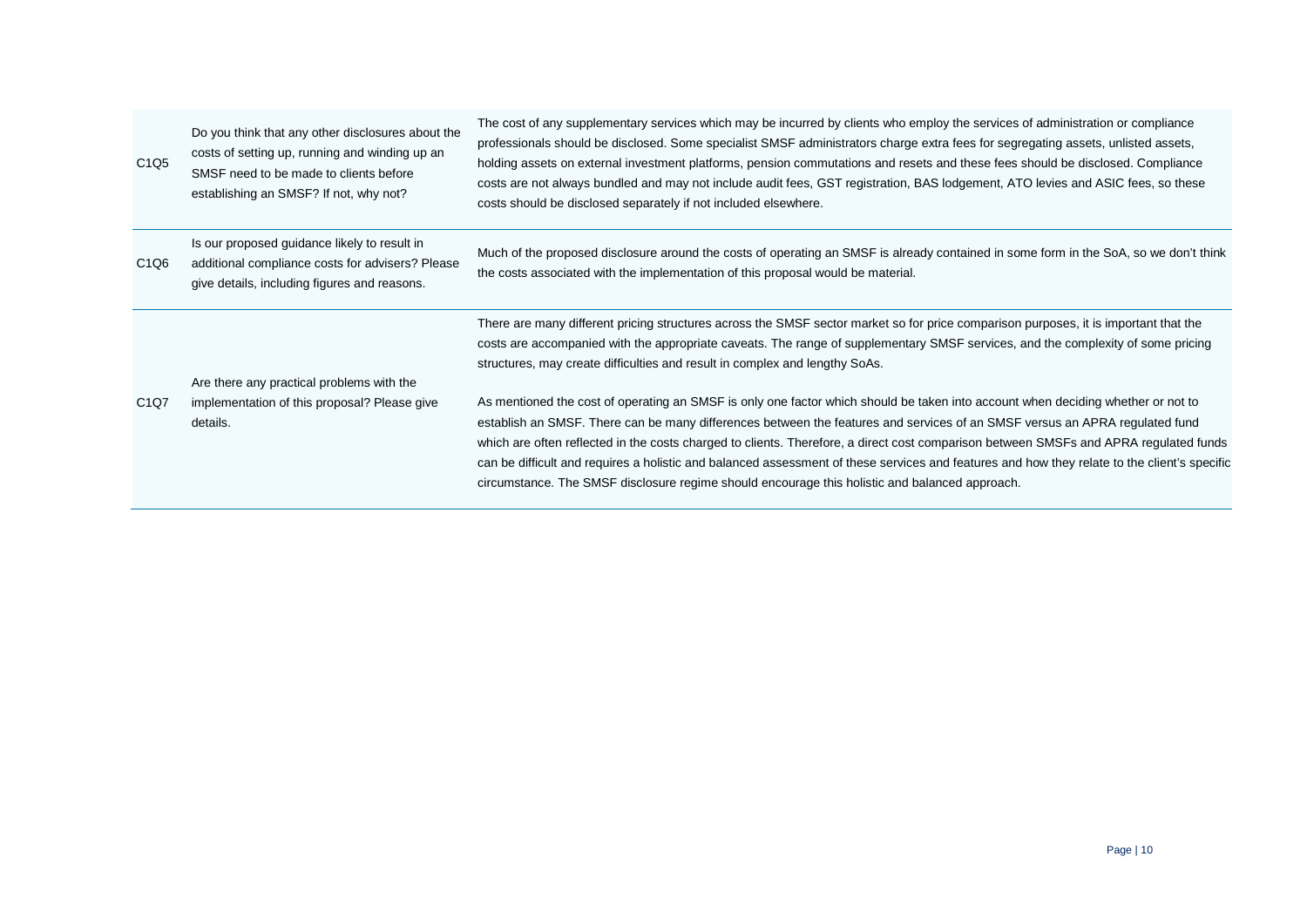| | | |
|---|---|---|
| C1Q5 | Do you think that any other disclosures about the costs of setting up, running and winding up an SMSF need to be made to clients before establishing an SMSF? If not, why not? | The cost of any supplementary services which may be incurred by clients who employ the services of administration or compliance professionals should be disclosed. Some specialist SMSF administrators charge extra fees for segregating assets, unlisted assets, holding assets on external investment platforms, pension commutations and resets and these fees should be disclosed. Compliance costs are not always bundled and may not include audit fees, GST registration, BAS lodgement, ATO levies and ASIC fees, so these costs should be disclosed separately if not included elsewhere. |
| C1Q6 | Is our proposed guidance likely to result in additional compliance costs for advisers? Please give details, including figures and reasons. | Much of the proposed disclosure around the costs of operating an SMSF is already contained in some form in the SoA, so we don't think the costs associated with the implementation of this proposal would be material. |
| C1Q7 | Are there any practical problems with the implementation of this proposal? Please give details. | There are many different pricing structures across the SMSF sector market so for price comparison purposes, it is important that the costs are accompanied with the appropriate caveats. The range of supplementary SMSF services, and the complexity of some pricing structures, may create difficulties and result in complex and lengthy SoAs.<br><br>As mentioned the cost of operating an SMSF is only one factor which should be taken into account when deciding whether or not to establish an SMSF. There can be many differences between the features and services of an SMSF versus an APRA regulated fund which are often reflected in the costs charged to clients. Therefore, a direct cost comparison between SMSFs and APRA regulated funds can be difficult and requires a holistic and balanced assessment of these services and features and how they relate to the client's specific circumstance. The SMSF disclosure regime should encourage this holistic and balanced approach. |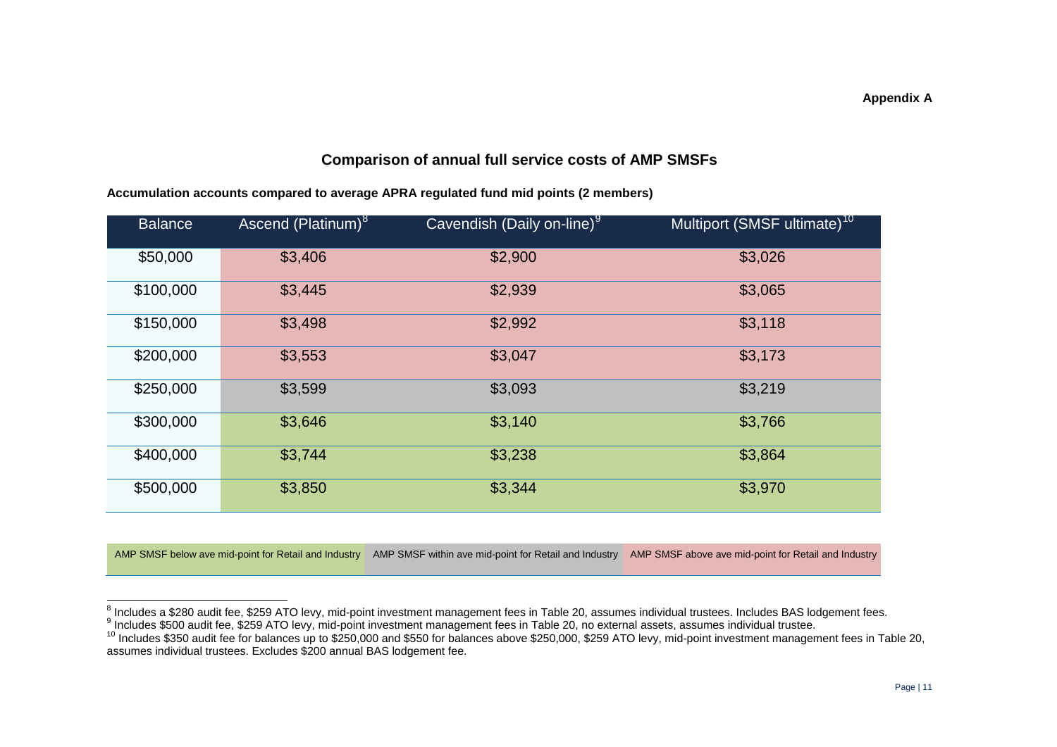**Appendix A**

## Comparison of annual full service costs of AMP SMSFs

**Accumulation accounts compared to average APRA regulated fund mid points (2 members)**

| Balance | Ascend (Platinum)[8] | Cavendish (Daily on-line)[9] | Multiport (SMSF ultimate)[10] |
|---|---|---|---|
| $50,000 | $3,406 | $2,900 | $3,026 |
| $100,000 | $3,445 | $2,939 | $3,065 |
| $150,000 | $3,498 | $2,992 | $3,118 |
| $200,000 | $3,553 | $3,047 | $3,173 |
| $250,000 | $3,599 | $3,093 | $3,219 |
| $300,000 | $3,646 | $3,140 | $3,766 |
| $400,000 | $3,744 | $3,238 | $3,864 |
| $500,000 | $3,850 | $3,344 | $3,970 |

| AMP SMSF below ave mid-point for Retail and Industry | AMP SMSF within ave mid-point for Retail and Industry | AMP SMSF above ave mid-point for Retail and Industry |
|---|---|---|

[8] Includes a $280 audit fee, $259 ATO levy, mid-point investment management fees in Table 20, assumes individual trustees. Includes BAS lodgement fees.

[9] Includes $500 audit fee, $259 ATO levy, mid-point investment management fees in Table 20, no external assets, assumes individual trustee.

[10] Includes $350 audit fee for balances up to $250,000 and $550 for balances above $250,000, $259 ATO levy, mid-point investment management fees in Table 20, assumes individual trustees. Excludes $200 annual BAS lodgement fee.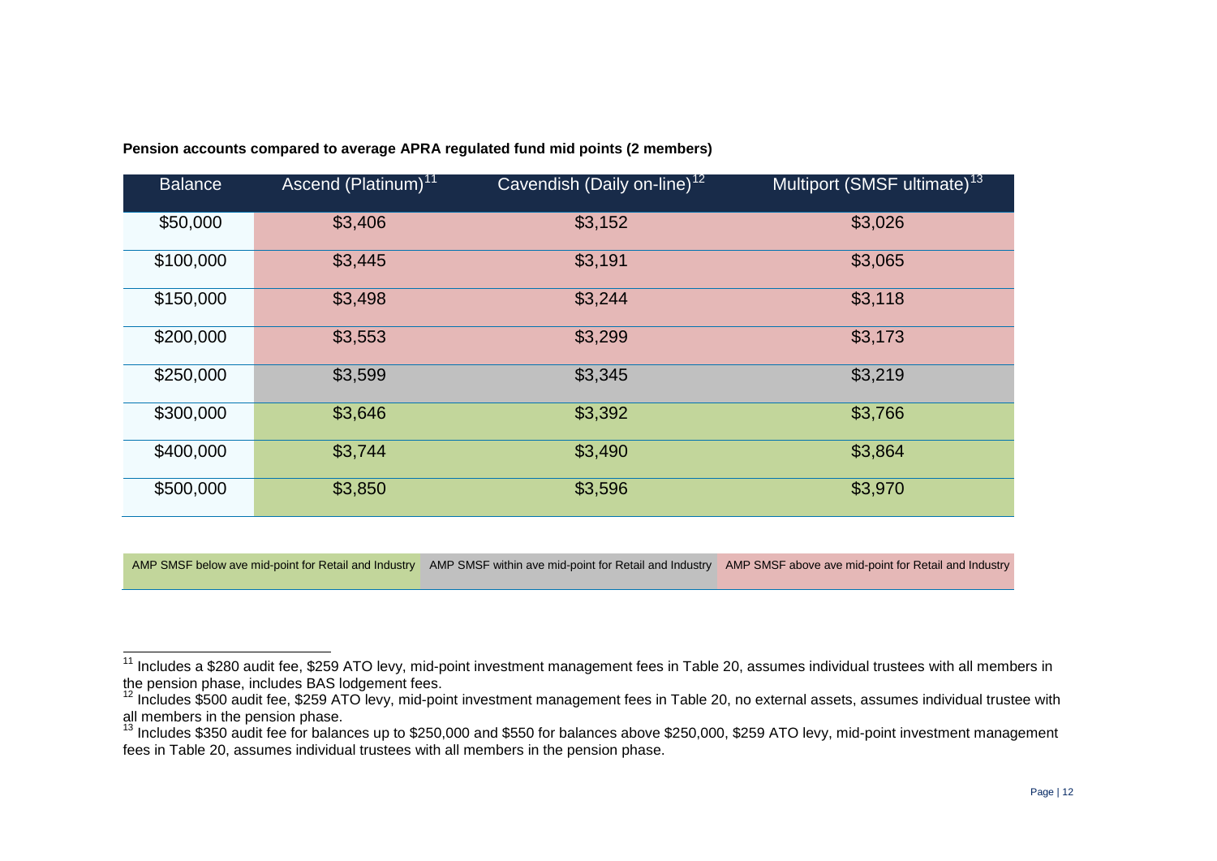**Pension accounts compared to average APRA regulated fund mid points (2 members)**

| Balance | Ascend (Platinum)[11] | Cavendish (Daily on-line)[12] | Multiport (SMSF ultimate)[13] |
| --- | --- | --- | --- |
| $50,000 | $3,406 | $3,152 | $3,026 |
| $100,000 | $3,445 | $3,191 | $3,065 |
| $150,000 | $3,498 | $3,244 | $3,118 |
| $200,000 | $3,553 | $3,299 | $3,173 |
| $250,000 | $3,599 | $3,345 | $3,219 |
| $300,000 | $3,646 | $3,392 | $3,766 |
| $400,000 | $3,744 | $3,490 | $3,864 |
| $500,000 | $3,850 | $3,596 | $3,970 |

| | | |
| --- | --- | --- |
| AMP SMSF below ave mid-point for Retail and Industry | AMP SMSF within ave mid-point for Retail and Industry | AMP SMSF above ave mid-point for Retail and Industry |

[11] Includes a $280 audit fee, $259 ATO levy, mid-point investment management fees in Table 20, assumes individual trustees with all members in the pension phase, includes BAS lodgement fees.

[12] Includes $500 audit fee, $259 ATO levy, mid-point investment management fees in Table 20, no external assets, assumes individual trustee with all members in the pension phase.

[13] Includes $350 audit fee for balances up to $250,000 and $550 for balances above $250,000, $259 ATO levy, mid-point investment management fees in Table 20, assumes individual trustees with all members in the pension phase.